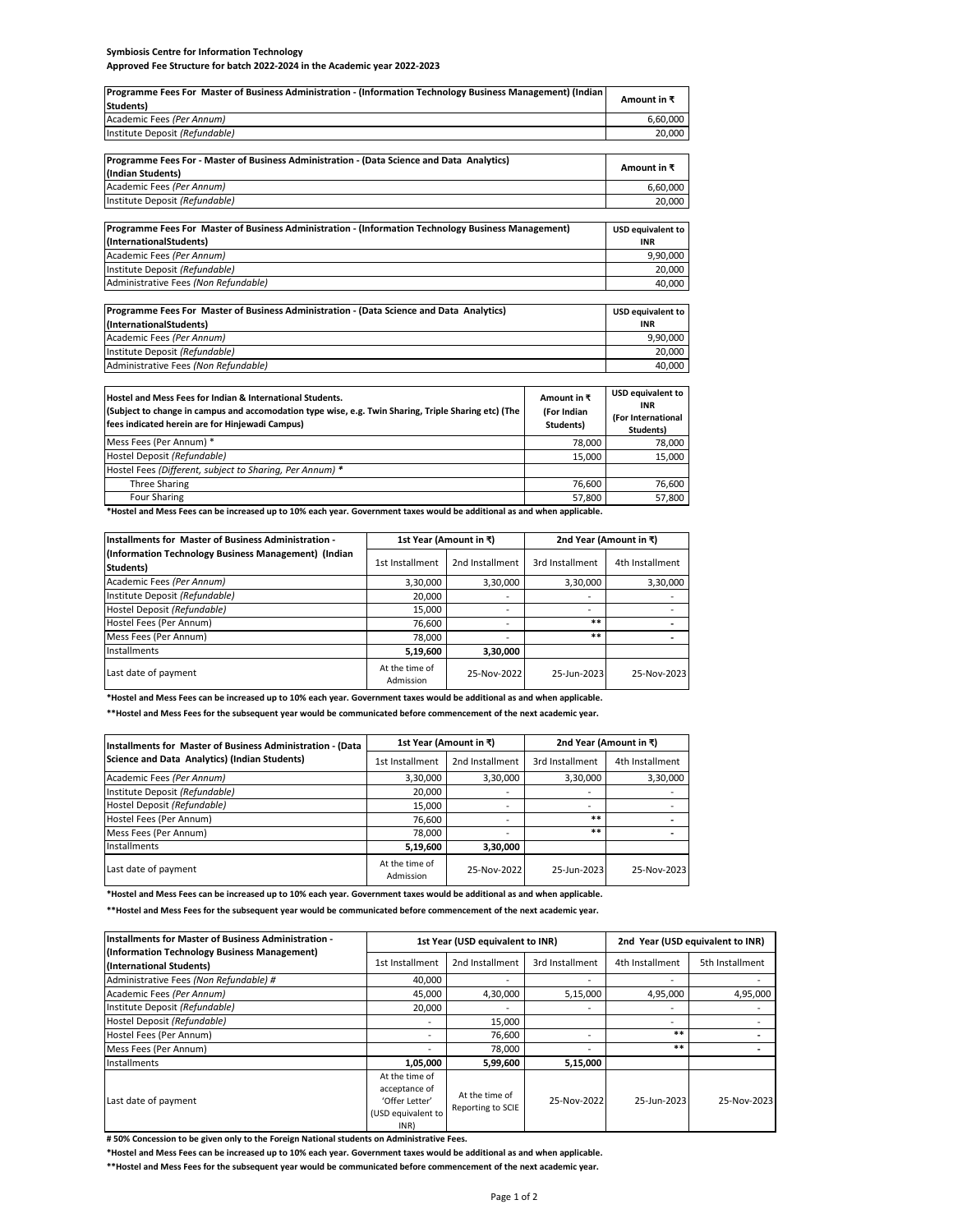**Symbiosis Centre for Information Technology**

**Approved Fee Structure for batch 2022-2024 in the Academic year 2022-2023**

| Programme Fees For Master of Business Administration - (Information Technology Business Management) (Indian Students) | Amount in ₹ |
|---|---|
| Academic Fees *(Per Annum)* | 6,60,000 |
| Institute Deposit *(Refundable)* | 20,000 |

| Programme Fees For - Master of Business Administration - (Data Science and Data Analytics) (Indian Students) | Amount in ₹ |
|---|---|
| Academic Fees *(Per Annum)* | 6,60,000 |
| Institute Deposit *(Refundable)* | 20,000 |

| Programme Fees For Master of Business Administration - (Information Technology Business Management) (InternationalStudents) | USD equivalent to INR |
|---|---|
| Academic Fees *(Per Annum)* | 9,90,000 |
| Institute Deposit *(Refundable)* | 20,000 |
| Administrative Fees *(Non Refundable)* | 40,000 |

| Programme Fees For Master of Business Administration - (Data Science and Data Analytics) (InternationalStudents) | USD equivalent to INR |
|---|---|
| Academic Fees *(Per Annum)* | 9,90,000 |
| Institute Deposit *(Refundable)* | 20,000 |
| Administrative Fees *(Non Refundable)* | 40,000 |

| Hostel and Mess Fees for Indian & International Students. (Subject to change in campus and accomodation type wise, e.g. Twin Sharing, Triple Sharing etc) (The fees indicated herein are for Hinjewadi Campus) | Amount in ₹ (For Indian Students) | USD equivalent to INR (For International Students) |
|---|---|---|
| Mess Fees (Per Annum) * | 78,000 | 78,000 |
| Hostel Deposit *(Refundable)* | 15,000 | 15,000 |
| Hostel Fees *(Different, subject to Sharing, Per Annum)* * | | |
| Three Sharing | 76,600 | 76,600 |
| Four Sharing | 57,800 | 57,800 |

**\*Hostel and Mess Fees can be increased up to 10% each year. Government taxes would be additional as and when applicable.**

| Installments for Master of Business Administration - (Information Technology Business Management) (Indian Students) | 1st Year (Amount in ₹) | | 2nd Year (Amount in ₹) | |
|---|---|---|---|---|
| | 1st Installment | 2nd Installment | 3rd Installment | 4th Installment |
| Academic Fees *(Per Annum)* | 3,30,000 | 3,30,000 | 3,30,000 | 3,30,000 |
| Institute Deposit *(Refundable)* | 20,000 | - | - | - |
| Hostel Deposit *(Refundable)* | 15,000 | - | - | - |
| Hostel Fees (Per Annum) | 76,600 | - | ** | - |
| Mess Fees (Per Annum) | 78,000 | - | ** | - |
| Installments | **5,19,600** | **3,30,000** | | |
| Last date of payment | At the time of Admission | 25-Nov-2022 | 25-Jun-2023 | 25-Nov-2023 |

**\*Hostel and Mess Fees can be increased up to 10% each year. Government taxes would be additional as and when applicable.**

**\*\*Hostel and Mess Fees for the subsequent year would be communicated before commencement of the next academic year.**

| Installments for Master of Business Administration - (Data Science and Data Analytics) (Indian Students) | 1st Year (Amount in ₹) | | 2nd Year (Amount in ₹) | |
|---|---|---|---|---|
| | 1st Installment | 2nd Installment | 3rd Installment | 4th Installment |
| Academic Fees *(Per Annum)* | 3,30,000 | 3,30,000 | 3,30,000 | 3,30,000 |
| Institute Deposit *(Refundable)* | 20,000 | - | - | - |
| Hostel Deposit *(Refundable)* | 15,000 | - | - | - |
| Hostel Fees (Per Annum) | 76,600 | - | ** | - |
| Mess Fees (Per Annum) | 78,000 | - | ** | - |
| Installments | **5,19,600** | **3,30,000** | | |
| Last date of payment | At the time of Admission | 25-Nov-2022 | 25-Jun-2023 | 25-Nov-2023 |

**\*Hostel and Mess Fees can be increased up to 10% each year. Government taxes would be additional as and when applicable.**

**\*\*Hostel and Mess Fees for the subsequent year would be communicated before commencement of the next academic year.**

| Installments for Master of Business Administration - (Information Technology Business Management) (International Students) | 1st Year (USD equivalent to INR) | | | 2nd Year (USD equivalent to INR) | |
|---|---|---|---|---|---|
| | 1st Installment | 2nd Installment | 3rd Installment | 4th Installment | 5th Installment |
| Administrative Fees *(Non Refundable)* # | 40,000 | - | - | - | - |
| Academic Fees *(Per Annum)* | 45,000 | 4,30,000 | 5,15,000 | 4,95,000 | 4,95,000 |
| Institute Deposit *(Refundable)* | 20,000 | - | - | - | - |
| Hostel Deposit *(Refundable)* | - | 15,000 | - | - | - |
| Hostel Fees (Per Annum) | - | 76,600 | - | ** | - |
| Mess Fees (Per Annum) | - | 78,000 | - | ** | - |
| Installments | **1,05,000** | **5,99,600** | **5,15,000** | | |
| Last date of payment | At the time of acceptance of 'Offer Letter' (USD equivalent to INR) | At the time of Reporting to SCIE | 25-Nov-2022 | 25-Jun-2023 | 25-Nov-2023 |

**# 50% Concession to be given only to the Foreign National students on Administrative Fees.**

**\*Hostel and Mess Fees can be increased up to 10% each year. Government taxes would be additional as and when applicable.**

**\*\*Hostel and Mess Fees for the subsequent year would be communicated before commencement of the next academic year.**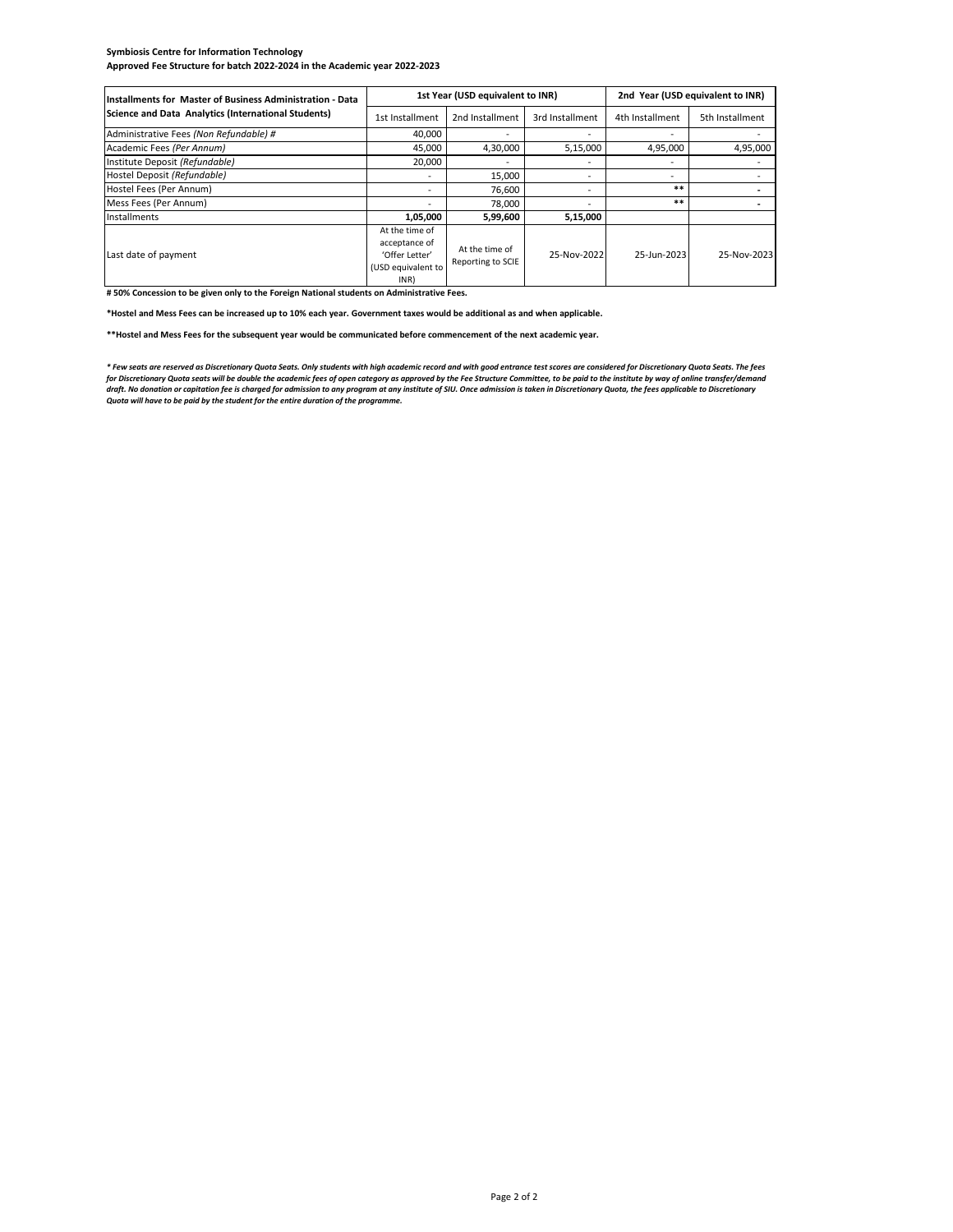**Symbiosis Centre for Information Technology**
**Approved Fee Structure for batch 2022-2024 in the Academic year 2022-2023**

| Installments for Master of Business Administration - Data Science and Data Analytics (International Students) | 1st Year (USD equivalent to INR) | | | 2nd Year (USD equivalent to INR) | |
|---|---|---|---|---|---|
| | 1st Installment | 2nd Installment | 3rd Installment | 4th Installment | 5th Installment |
| Administrative Fees *(Non Refundable)* # | 40,000 | - | - | - | - |
| Academic Fees *(Per Annum)* | 45,000 | 4,30,000 | 5,15,000 | 4,95,000 | 4,95,000 |
| Institute Deposit *(Refundable)* | 20,000 | - | - | - | - |
| Hostel Deposit *(Refundable)* | - | 15,000 | - | - | - |
| Hostel Fees (Per Annum) | - | 76,600 | - | ** | - |
| Mess Fees (Per Annum) | - | 78,000 | - | ** | - |
| Installments | **1,05,000** | **5,99,600** | **5,15,000** | | |
| Last date of payment | At the time of acceptance of 'Offer Letter' (USD equivalent to INR) | At the time of Reporting to SCIE | 25-Nov-2022 | 25-Jun-2023 | 25-Nov-2023 |

**# 50% Concession to be given only to the Foreign National students on Administrative Fees.**

**\*Hostel and Mess Fees can be increased up to 10% each year. Government taxes would be additional as and when applicable.**

**\*\*Hostel and Mess Fees for the subsequent year would be communicated before commencement of the next academic year.**

***\* Few seats are reserved as Discretionary Quota Seats. Only students with high academic record and with good entrance test scores are considered for Discretionary Quota Seats. The fees for Discretionary Quota seats will be double the academic fees of open category as approved by the Fee Structure Committee, to be paid to the institute by way of online transfer/demand draft. No donation or capitation fee is charged for admission to any program at any institute of SIU. Once admission is taken in Discretionary Quota, the fees applicable to Discretionary Quota will have to be paid by the student for the entire duration of the programme.***